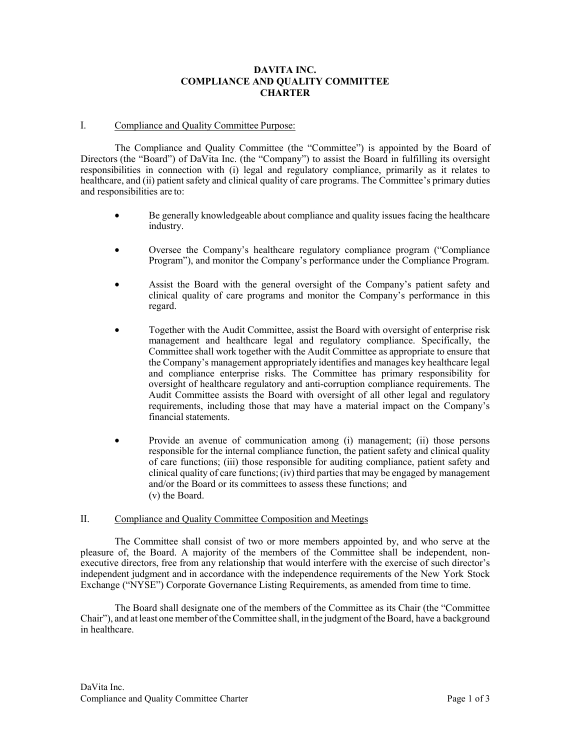# DAVITA INC.
# COMPLIANCE AND QUALITY COMMITTEE
# CHARTER

## I. Compliance and Quality Committee Purpose:

The Compliance and Quality Committee (the "Committee") is appointed by the Board of Directors (the "Board") of DaVita Inc. (the "Company") to assist the Board in fulfilling its oversight responsibilities in connection with (i) legal and regulatory compliance, primarily as it relates to healthcare, and (ii) patient safety and clinical quality of care programs. The Committee's primary duties and responsibilities are to:

- Be generally knowledgeable about compliance and quality issues facing the healthcare industry.
- Oversee the Company's healthcare regulatory compliance program ("Compliance Program"), and monitor the Company's performance under the Compliance Program.
- Assist the Board with the general oversight of the Company's patient safety and clinical quality of care programs and monitor the Company's performance in this regard.
- Together with the Audit Committee, assist the Board with oversight of enterprise risk management and healthcare legal and regulatory compliance. Specifically, the Committee shall work together with the Audit Committee as appropriate to ensure that the Company's management appropriately identifies and manages key healthcare legal and compliance enterprise risks. The Committee has primary responsibility for oversight of healthcare regulatory and anti-corruption compliance requirements. The Audit Committee assists the Board with oversight of all other legal and regulatory requirements, including those that may have a material impact on the Company's financial statements.
- Provide an avenue of communication among (i) management; (ii) those persons responsible for the internal compliance function, the patient safety and clinical quality of care functions; (iii) those responsible for auditing compliance, patient safety and clinical quality of care functions; (iv) third parties that may be engaged by management and/or the Board or its committees to assess these functions; and (v) the Board.

## II. Compliance and Quality Committee Composition and Meetings

The Committee shall consist of two or more members appointed by, and who serve at the pleasure of, the Board. A majority of the members of the Committee shall be independent, non-executive directors, free from any relationship that would interfere with the exercise of such director's independent judgment and in accordance with the independence requirements of the New York Stock Exchange ("NYSE") Corporate Governance Listing Requirements, as amended from time to time.

The Board shall designate one of the members of the Committee as its Chair (the "Committee Chair"), and at least one member of the Committee shall, in the judgment of the Board, have a background in healthcare.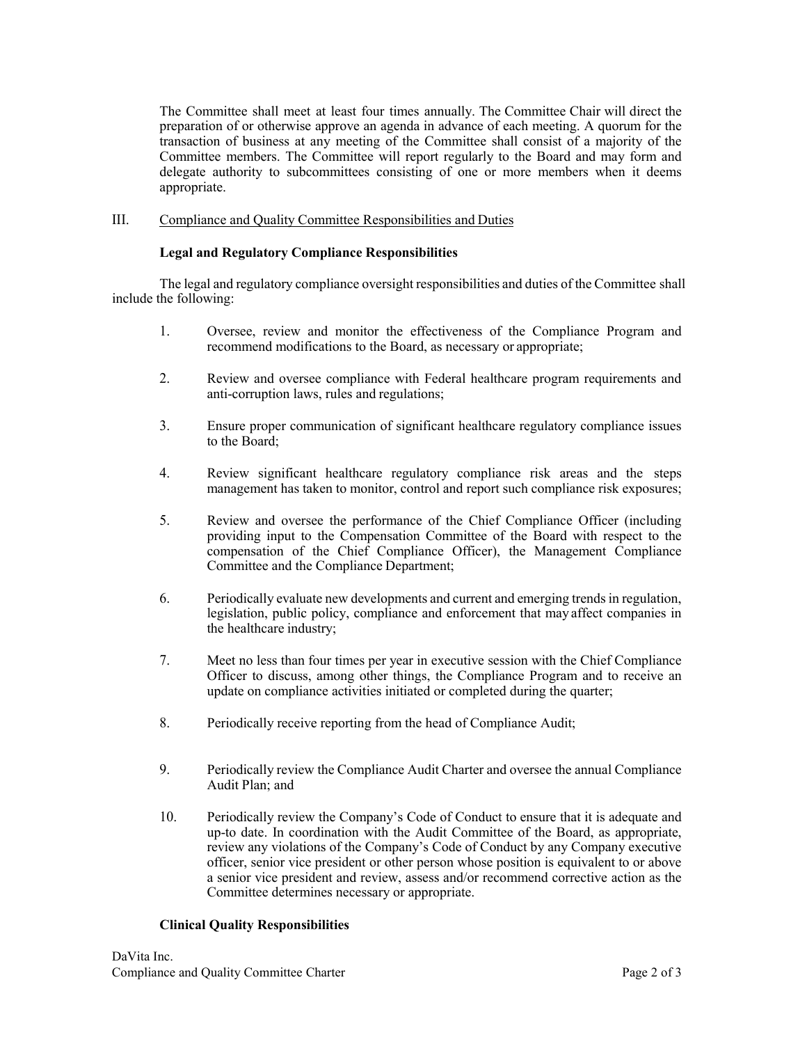The Committee shall meet at least four times annually. The Committee Chair will direct the preparation of or otherwise approve an agenda in advance of each meeting. A quorum for the transaction of business at any meeting of the Committee shall consist of a majority of the Committee members. The Committee will report regularly to the Board and may form and delegate authority to subcommittees consisting of one or more members when it deems appropriate.

## III. Compliance and Quality Committee Responsibilities and Duties

### Legal and Regulatory Compliance Responsibilities

The legal and regulatory compliance oversight responsibilities and duties of the Committee shall include the following:

1. Oversee, review and monitor the effectiveness of the Compliance Program and recommend modifications to the Board, as necessary or appropriate;
2. Review and oversee compliance with Federal healthcare program requirements and anti-corruption laws, rules and regulations;
3. Ensure proper communication of significant healthcare regulatory compliance issues to the Board;
4. Review significant healthcare regulatory compliance risk areas and the steps management has taken to monitor, control and report such compliance risk exposures;
5. Review and oversee the performance of the Chief Compliance Officer (including providing input to the Compensation Committee of the Board with respect to the compensation of the Chief Compliance Officer), the Management Compliance Committee and the Compliance Department;
6. Periodically evaluate new developments and current and emerging trends in regulation, legislation, public policy, compliance and enforcement that may affect companies in the healthcare industry;
7. Meet no less than four times per year in executive session with the Chief Compliance Officer to discuss, among other things, the Compliance Program and to receive an update on compliance activities initiated or completed during the quarter;
8. Periodically receive reporting from the head of Compliance Audit;
9. Periodically review the Compliance Audit Charter and oversee the annual Compliance Audit Plan; and
10. Periodically review the Company's Code of Conduct to ensure that it is adequate and up-to date. In coordination with the Audit Committee of the Board, as appropriate, review any violations of the Company's Code of Conduct by any Company executive officer, senior vice president or other person whose position is equivalent to or above a senior vice president and review, assess and/or recommend corrective action as the Committee determines necessary or appropriate.

### Clinical Quality Responsibilities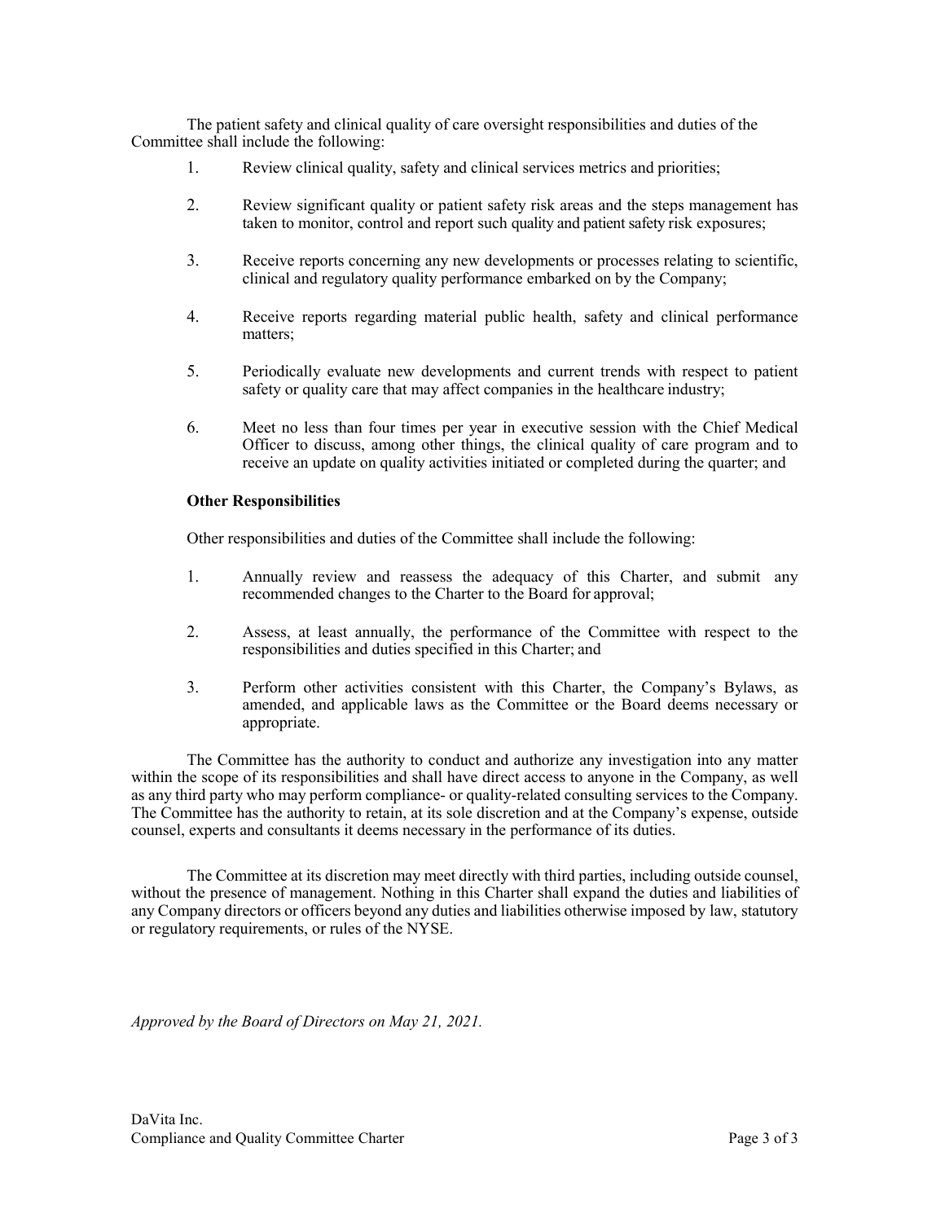The patient safety and clinical quality of care oversight responsibilities and duties of the Committee shall include the following:

1. Review clinical quality, safety and clinical services metrics and priorities;

2. Review significant quality or patient safety risk areas and the steps management has taken to monitor, control and report such quality and patient safety risk exposures;

3. Receive reports concerning any new developments or processes relating to scientific, clinical and regulatory quality performance embarked on by the Company;

4. Receive reports regarding material public health, safety and clinical performance matters;

5. Periodically evaluate new developments and current trends with respect to patient safety or quality care that may affect companies in the healthcare industry;

6. Meet no less than four times per year in executive session with the Chief Medical Officer to discuss, among other things, the clinical quality of care program and to receive an update on quality activities initiated or completed during the quarter; and

**Other Responsibilities**

Other responsibilities and duties of the Committee shall include the following:

1. Annually review and reassess the adequacy of this Charter, and submit any recommended changes to the Charter to the Board for approval;

2. Assess, at least annually, the performance of the Committee with respect to the responsibilities and duties specified in this Charter; and

3. Perform other activities consistent with this Charter, the Company's Bylaws, as amended, and applicable laws as the Committee or the Board deems necessary or appropriate.

The Committee has the authority to conduct and authorize any investigation into any matter within the scope of its responsibilities and shall have direct access to anyone in the Company, as well as any third party who may perform compliance- or quality-related consulting services to the Company. The Committee has the authority to retain, at its sole discretion and at the Company's expense, outside counsel, experts and consultants it deems necessary in the performance of its duties.

The Committee at its discretion may meet directly with third parties, including outside counsel, without the presence of management. Nothing in this Charter shall expand the duties and liabilities of any Company directors or officers beyond any duties and liabilities otherwise imposed by law, statutory or regulatory requirements, or rules of the NYSE.

*Approved by the Board of Directors on May 21, 2021.*